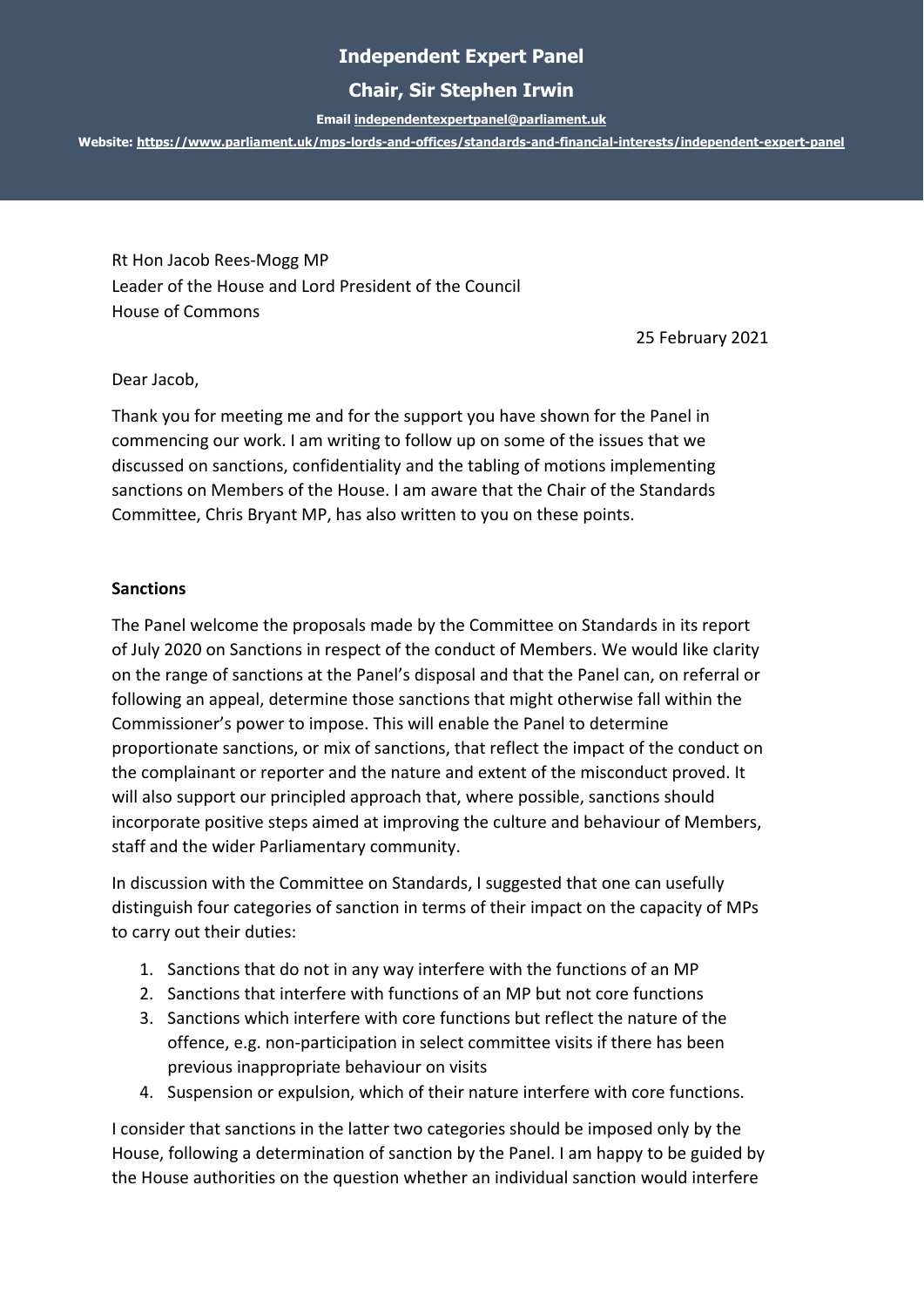# Independent Expert Panel

## Chair, Sir Stephen Irwin

**Email independentexpertpanel@parliament.uk**

**Website: https://www.parliament.uk/mps-lords-and-offices/standards-and-financial-interests/independent-expert-panel**

Rt Hon Jacob Rees-Mogg MP
Leader of the House and Lord President of the Council
House of Commons

25 February 2021

Dear Jacob,

Thank you for meeting me and for the support you have shown for the Panel in commencing our work. I am writing to follow up on some of the issues that we discussed on sanctions, confidentiality and the tabling of motions implementing sanctions on Members of the House. I am aware that the Chair of the Standards Committee, Chris Bryant MP, has also written to you on these points.

**Sanctions**

The Panel welcome the proposals made by the Committee on Standards in its report of July 2020 on Sanctions in respect of the conduct of Members. We would like clarity on the range of sanctions at the Panel's disposal and that the Panel can, on referral or following an appeal, determine those sanctions that might otherwise fall within the Commissioner's power to impose. This will enable the Panel to determine proportionate sanctions, or mix of sanctions, that reflect the impact of the conduct on the complainant or reporter and the nature and extent of the misconduct proved. It will also support our principled approach that, where possible, sanctions should incorporate positive steps aimed at improving the culture and behaviour of Members, staff and the wider Parliamentary community.

In discussion with the Committee on Standards, I suggested that one can usefully distinguish four categories of sanction in terms of their impact on the capacity of MPs to carry out their duties:

1. Sanctions that do not in any way interfere with the functions of an MP
2. Sanctions that interfere with functions of an MP but not core functions
3. Sanctions which interfere with core functions but reflect the nature of the offence, e.g. non-participation in select committee visits if there has been previous inappropriate behaviour on visits
4. Suspension or expulsion, which of their nature interfere with core functions.

I consider that sanctions in the latter two categories should be imposed only by the House, following a determination of sanction by the Panel. I am happy to be guided by the House authorities on the question whether an individual sanction would interfere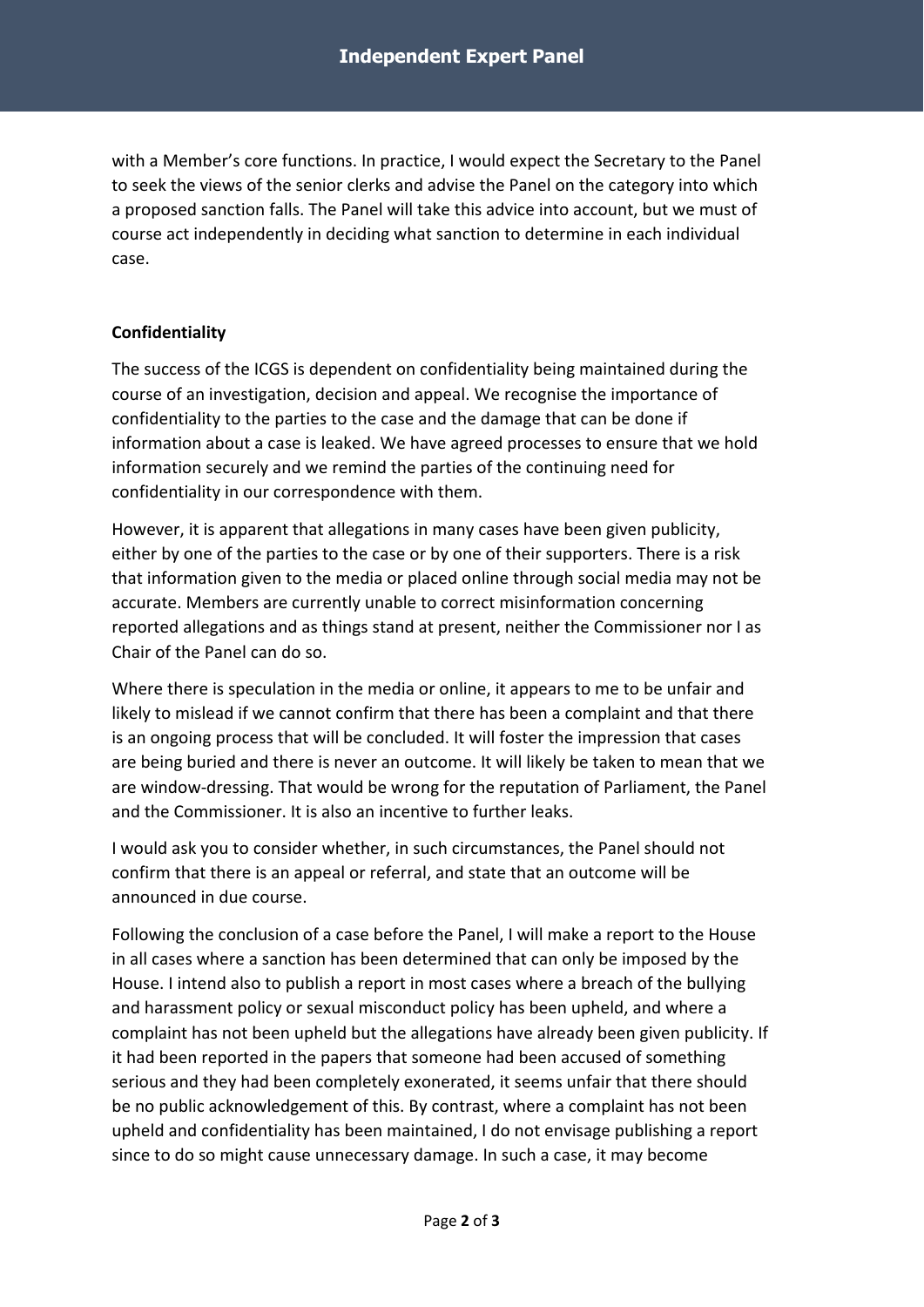with a Member's core functions. In practice, I would expect the Secretary to the Panel to seek the views of the senior clerks and advise the Panel on the category into which a proposed sanction falls. The Panel will take this advice into account, but we must of course act independently in deciding what sanction to determine in each individual case.

**Confidentiality**

The success of the ICGS is dependent on confidentiality being maintained during the course of an investigation, decision and appeal. We recognise the importance of confidentiality to the parties to the case and the damage that can be done if information about a case is leaked. We have agreed processes to ensure that we hold information securely and we remind the parties of the continuing need for confidentiality in our correspondence with them.

However, it is apparent that allegations in many cases have been given publicity, either by one of the parties to the case or by one of their supporters. There is a risk that information given to the media or placed online through social media may not be accurate. Members are currently unable to correct misinformation concerning reported allegations and as things stand at present, neither the Commissioner nor I as Chair of the Panel can do so.

Where there is speculation in the media or online, it appears to me to be unfair and likely to mislead if we cannot confirm that there has been a complaint and that there is an ongoing process that will be concluded. It will foster the impression that cases are being buried and there is never an outcome. It will likely be taken to mean that we are window-dressing. That would be wrong for the reputation of Parliament, the Panel and the Commissioner. It is also an incentive to further leaks.

I would ask you to consider whether, in such circumstances, the Panel should not confirm that there is an appeal or referral, and state that an outcome will be announced in due course.

Following the conclusion of a case before the Panel, I will make a report to the House in all cases where a sanction has been determined that can only be imposed by the House. I intend also to publish a report in most cases where a breach of the bullying and harassment policy or sexual misconduct policy has been upheld, and where a complaint has not been upheld but the allegations have already been given publicity. If it had been reported in the papers that someone had been accused of something serious and they had been completely exonerated, it seems unfair that there should be no public acknowledgement of this. By contrast, where a complaint has not been upheld and confidentiality has been maintained, I do not envisage publishing a report since to do so might cause unnecessary damage. In such a case, it may become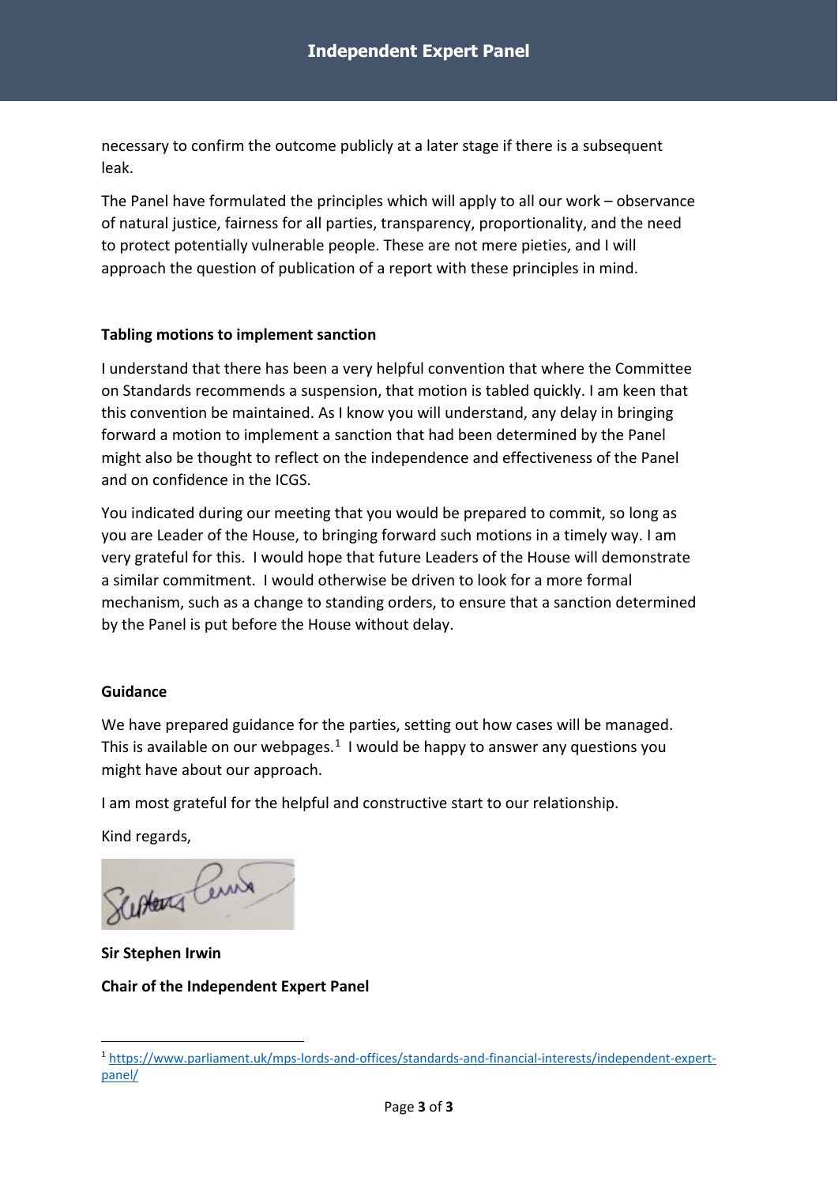necessary to confirm the outcome publicly at a later stage if there is a subsequent leak.

The Panel have formulated the principles which will apply to all our work – observance of natural justice, fairness for all parties, transparency, proportionality, and the need to protect potentially vulnerable people. These are not mere pieties, and I will approach the question of publication of a report with these principles in mind.

**Tabling motions to implement sanction**

I understand that there has been a very helpful convention that where the Committee on Standards recommends a suspension, that motion is tabled quickly. I am keen that this convention be maintained. As I know you will understand, any delay in bringing forward a motion to implement a sanction that had been determined by the Panel might also be thought to reflect on the independence and effectiveness of the Panel and on confidence in the ICGS.

You indicated during our meeting that you would be prepared to commit, so long as you are Leader of the House, to bringing forward such motions in a timely way. I am very grateful for this. I would hope that future Leaders of the House will demonstrate a similar commitment. I would otherwise be driven to look for a more formal mechanism, such as a change to standing orders, to ensure that a sanction determined by the Panel is put before the House without delay.

**Guidance**

We have prepared guidance for the parties, setting out how cases will be managed. This is available on our webpages.[1] I would be happy to answer any questions you might have about our approach.

I am most grateful for the helpful and constructive start to our relationship.

Kind regards,

**Sir Stephen Irwin**

**Chair of the Independent Expert Panel**

[1] https://www.parliament.uk/mps-lords-and-offices/standards-and-financial-interests/independent-expert-panel/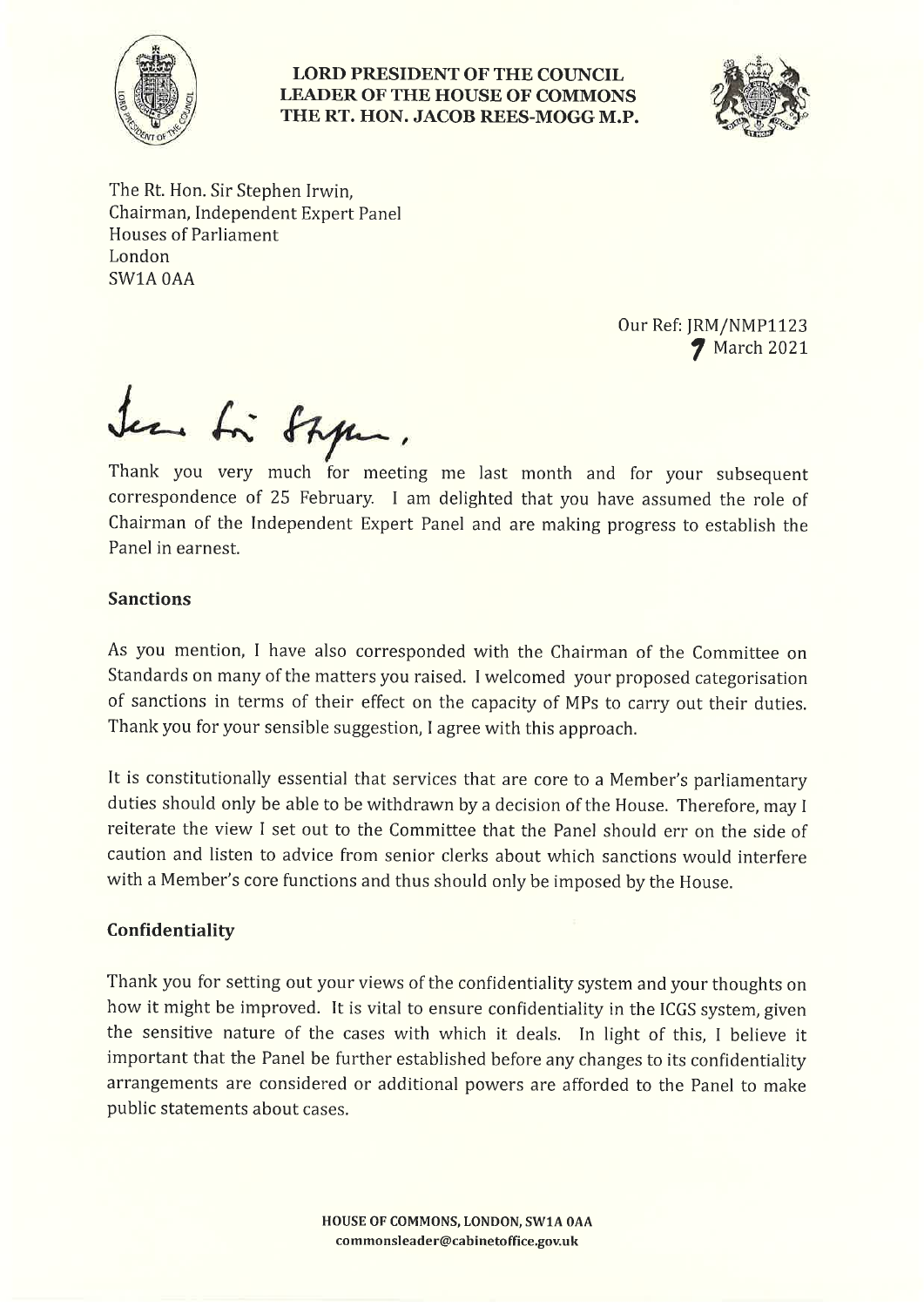**LORD PRESIDENT OF THE COUNCIL**
**LEADER OF THE HOUSE OF COMMONS**
**THE RT. HON. JACOB REES-MOGG M.P.**

The Rt. Hon. Sir Stephen Irwin,
Chairman, Independent Expert Panel
Houses of Parliament
London
SW1A 0AA

Our Ref: JRM/NMP1123
7 March 2021

Dear Sir Stephen,

Thank you very much for meeting me last month and for your subsequent correspondence of 25 February. I am delighted that you have assumed the role of Chairman of the Independent Expert Panel and are making progress to establish the Panel in earnest.

## Sanctions

As you mention, I have also corresponded with the Chairman of the Committee on Standards on many of the matters you raised. I welcomed your proposed categorisation of sanctions in terms of their effect on the capacity of MPs to carry out their duties. Thank you for your sensible suggestion, I agree with this approach.

It is constitutionally essential that services that are core to a Member's parliamentary duties should only be able to be withdrawn by a decision of the House. Therefore, may I reiterate the view I set out to the Committee that the Panel should err on the side of caution and listen to advice from senior clerks about which sanctions would interfere with a Member's core functions and thus should only be imposed by the House.

## Confidentiality

Thank you for setting out your views of the confidentiality system and your thoughts on how it might be improved. It is vital to ensure confidentiality in the ICGS system, given the sensitive nature of the cases with which it deals. In light of this, I believe it important that the Panel be further established before any changes to its confidentiality arrangements are considered or additional powers are afforded to the Panel to make public statements about cases.

**HOUSE OF COMMONS, LONDON, SW1A 0AA**
**commonsleader@cabinetoffice.gov.uk**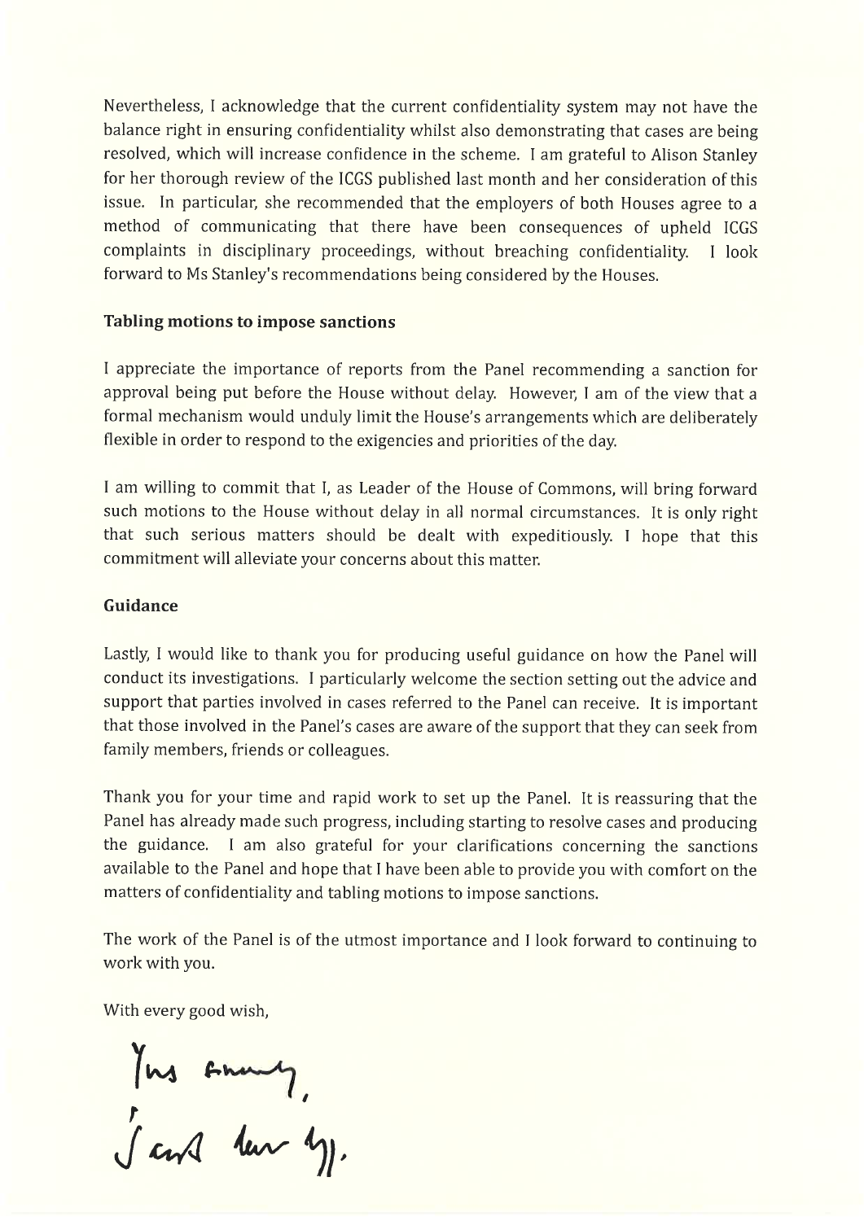Nevertheless, I acknowledge that the current confidentiality system may not have the balance right in ensuring confidentiality whilst also demonstrating that cases are being resolved, which will increase confidence in the scheme. I am grateful to Alison Stanley for her thorough review of the ICGS published last month and her consideration of this issue. In particular, she recommended that the employers of both Houses agree to a method of communicating that there have been consequences of upheld ICGS complaints in disciplinary proceedings, without breaching confidentiality. I look forward to Ms Stanley's recommendations being considered by the Houses.

**Tabling motions to impose sanctions**

I appreciate the importance of reports from the Panel recommending a sanction for approval being put before the House without delay. However, I am of the view that a formal mechanism would unduly limit the House's arrangements which are deliberately flexible in order to respond to the exigencies and priorities of the day.

I am willing to commit that I, as Leader of the House of Commons, will bring forward such motions to the House without delay in all normal circumstances. It is only right that such serious matters should be dealt with expeditiously. I hope that this commitment will alleviate your concerns about this matter.

**Guidance**

Lastly, I would like to thank you for producing useful guidance on how the Panel will conduct its investigations. I particularly welcome the section setting out the advice and support that parties involved in cases referred to the Panel can receive. It is important that those involved in the Panel's cases are aware of the support that they can seek from family members, friends or colleagues.

Thank you for your time and rapid work to set up the Panel. It is reassuring that the Panel has already made such progress, including starting to resolve cases and producing the guidance. I am also grateful for your clarifications concerning the sanctions available to the Panel and hope that I have been able to provide you with comfort on the matters of confidentiality and tabling motions to impose sanctions.

The work of the Panel is of the utmost importance and I look forward to continuing to work with you.

With every good wish,

*Yrs sincerely,*
*Jacob Rees-Mogg.*